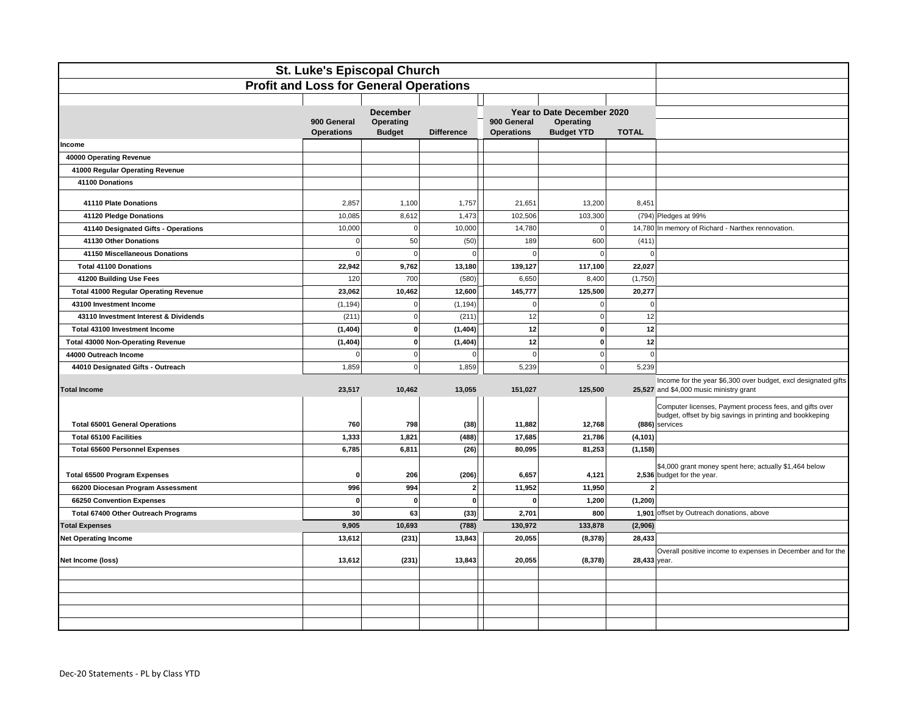# St. Luke's Episcopal Church

## Profit and Loss for General Operations

| | December | | | Year to Date December 2020 | | | |
|---|---|---|---|---|---|---|---|
| | 900 General Operations | Operating Budget | Difference | 900 General Operations | Operating Budget YTD | TOTAL | |
| **Income** | | | | | | | |
| **40000 Operating Revenue** | | | | | | | |
| **41000 Regular Operating Revenue** | | | | | | | |
| **41100 Donations** | | | | | | | |
| **41110 Plate Donations** | 2,857 | 1,100 | 1,757 | 21,651 | 13,200 | 8,451 | |
| **41120 Pledge Donations** | 10,085 | 8,612 | 1,473 | 102,506 | 103,300 | (794) | Pledges at 99% |
| **41140 Designated Gifts - Operations** | 10,000 | 0 | 10,000 | 14,780 | 0 | 14,780 | In memory of Richard - Narthex rennovation. |
| **41130 Other Donations** | 0 | 50 | (50) | 189 | 600 | (411) | |
| **41150 Miscellaneous Donations** | 0 | 0 | 0 | 0 | 0 | 0 | |
| **Total 41100 Donations** | **22,942** | **9,762** | **13,180** | **139,127** | **117,100** | **22,027** | |
| **41200 Building Use Fees** | 120 | 700 | (580) | 6,650 | 8,400 | (1,750) | |
| **Total 41000 Regular Operating Revenue** | **23,062** | **10,462** | **12,600** | **145,777** | **125,500** | **20,277** | |
| **43100 Investment Income** | (1,194) | 0 | (1,194) | 0 | 0 | 0 | |
| **43110 Investment Interest & Dividends** | (211) | 0 | (211) | 12 | 0 | 12 | |
| **Total 43100 Investment Income** | **(1,404)** | **0** | **(1,404)** | **12** | **0** | **12** | |
| **Total 43000 Non-Operating Revenue** | **(1,404)** | **0** | **(1,404)** | **12** | **0** | **12** | |
| **44000 Outreach Income** | 0 | 0 | 0 | 0 | 0 | 0 | |
| **44010 Designated Gifts - Outreach** | 1,859 | 0 | 1,859 | 5,239 | 0 | 5,239 | |
| **Total Income** | **23,517** | **10,462** | **13,055** | **151,027** | **125,500** | **25,527** | Income for the year $6,300 over budget, excl designated gifts and $4,000 music ministry grant |
| **Total 65001 General Operations** | **760** | **798** | **(38)** | **11,882** | **12,768** | **(886)** | Computer licenses, Payment process fees, and gifts over budget, offset by big savings in printing and bookkeping services |
| **Total 65100 Facilities** | **1,333** | **1,821** | **(488)** | **17,685** | **21,786** | **(4,101)** | |
| **Total 65600 Personnel Expenses** | **6,785** | **6,811** | **(26)** | **80,095** | **81,253** | **(1,158)** | |
| **Total 65500 Program Expenses** | **0** | **206** | **(206)** | **6,657** | **4,121** | **2,536** | $4,000 grant money spent here; actually $1,464 below budget for the year. |
| **66200 Diocesan Program Assessment** | **996** | **994** | **2** | **11,952** | **11,950** | **2** | |
| **66250 Convention Expenses** | **0** | **0** | **0** | **0** | **1,200** | **(1,200)** | |
| **Total 67400 Other Outreach Programs** | **30** | **63** | **(33)** | **2,701** | **800** | **1,901** | offset by Outreach donations, above |
| **Total Expenses** | **9,905** | **10,693** | **(788)** | **130,972** | **133,878** | **(2,906)** | |
| **Net Operating Income** | **13,612** | **(231)** | **13,843** | **20,055** | **(8,378)** | **28,433** | |
| **Net Income (loss)** | **13,612** | **(231)** | **13,843** | **20,055** | **(8,378)** | **28,433** | Overall positive income to expenses in December and for the year. |

Dec-20 Statements - PL by Class YTD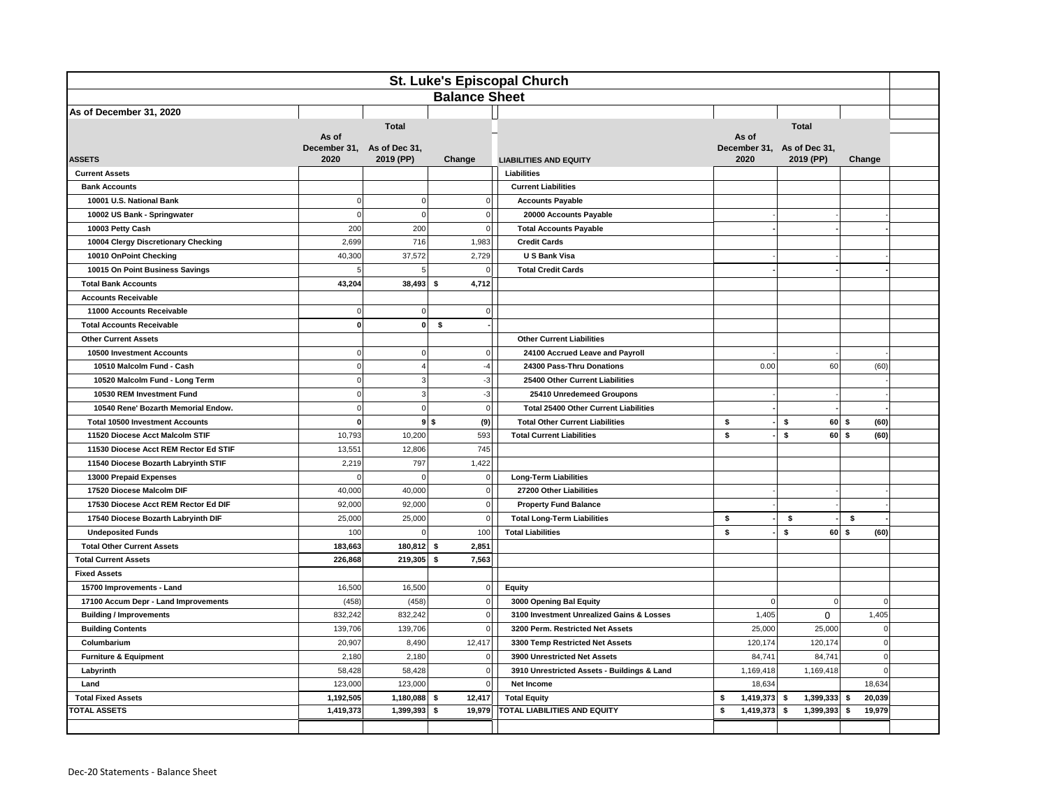# St. Luke's Episcopal Church

## Balance Sheet

As of December 31, 2020

| ASSETS | As of December 31, 2020 | As of Dec 31, 2019 (PP) | Change |
|---|---|---|---|
| **Current Assets** | | | |
| **Bank Accounts** | | | |
| 10001 U.S. National Bank | 0 | 0 | 0 |
| 10002 US Bank - Springwater | 0 | 0 | 0 |
| 10003 Petty Cash | 200 | 200 | 0 |
| 10004 Clergy Discretionary Checking | 2,699 | 716 | 1,983 |
| 10010 OnPoint Checking | 40,300 | 37,572 | 2,729 |
| 10015 On Point Business Savings | 5 | 5 | 0 |
| **Total Bank Accounts** | **43,204** | **38,493** | **$ 4,712** |
| **Accounts Receivable** | | | |
| 11000 Accounts Receivable | 0 | 0 | 0 |
| **Total Accounts Receivable** | **0** | **0** | **$ -** |
| **Other Current Assets** | | | |
| 10500 Investment Accounts | 0 | 0 | 0 |
| 10510 Malcolm Fund - Cash | 0 | 4 | -4 |
| 10520 Malcolm Fund - Long Term | 0 | 3 | -3 |
| 10530 REM Investment Fund | 0 | 3 | -3 |
| 10540 Rene' Bozarth Memorial Endow. | 0 | 0 | 0 |
| **Total 10500 Investment Accounts** | **0** | **9** | **$ (9)** |
| 11520 Diocese Acct Malcolm STIF | 10,793 | 10,200 | 593 |
| 11530 Diocese Acct REM Rector Ed STIF | 13,551 | 12,806 | 745 |
| 11540 Diocese Bozarth Labryinth STIF | 2,219 | 797 | 1,422 |
| 13000 Prepaid Expenses | 0 | 0 | 0 |
| 17520 Diocese Malcolm DIF | 40,000 | 40,000 | 0 |
| 17530 Diocese Acct REM Rector Ed DIF | 92,000 | 92,000 | 0 |
| 17540 Diocese Bozarth Labryinth DIF | 25,000 | 25,000 | 0 |
| Undeposited Funds | 100 | 0 | 100 |
| **Total Other Current Assets** | **183,663** | **180,812** | **$ 2,851** |
| **Total Current Assets** | **226,868** | **219,305** | **$ 7,563** |
| **Fixed Assets** | | | |
| 15700 Improvements - Land | 16,500 | 16,500 | 0 |
| 17100 Accum Depr - Land Improvements | (458) | (458) | 0 |
| Building / Improvements | 832,242 | 832,242 | 0 |
| Building Contents | 139,706 | 139,706 | 0 |
| Columbarium | 20,907 | 8,490 | 12,417 |
| Furniture & Equipment | 2,180 | 2,180 | 0 |
| Labyrinth | 58,428 | 58,428 | 0 |
| Land | 123,000 | 123,000 | 0 |
| **Total Fixed Assets** | **1,192,505** | **1,180,088** | **$ 12,417** |
| **TOTAL ASSETS** | **1,419,373** | **1,399,393** | **$ 19,979** |

| LIABILITIES AND EQUITY | As of December 31, 2020 | As of Dec 31, 2019 (PP) | Change |
|---|---|---|---|
| **Liabilities** | | | |
| **Current Liabilities** | | | |
| **Accounts Payable** | | | |
| 20000 Accounts Payable | - | - | - |
| **Total Accounts Payable** | **-** | **-** | **-** |
| **Credit Cards** | | | |
| U S Bank Visa | - | - | - |
| **Total Credit Cards** | **-** | **-** | **-** |
| **Other Current Liabilities** | | | |
| 24100 Accrued Leave and Payroll | - | - | - |
| 24300 Pass-Thru Donations | 0.00 | 60 | (60) |
| 25400 Other Current Liabilities | | | - |
| 25410 Unredemeed Groupons | - | - | - |
| **Total 25400 Other Current Liabilities** | **-** | **-** | **-** |
| **Total Other Current Liabilities** | **$ -** | **$ 60** | **$ (60)** |
| **Total Current Liabilities** | **$ -** | **$ 60** | **$ (60)** |
| **Long-Term Liabilities** | | | |
| 27200 Other Liabilities | - | - | - |
| Property Fund Balance | - | - | - |
| **Total Long-Term Liabilities** | **$ -** | **$ -** | **$ -** |
| **Total Liabilities** | **$ -** | **$ 60** | **$ (60)** |
| **Equity** | | | |
| 3000 Opening Bal Equity | 0 | 0 | 0 |
| 3100 Investment Unrealized Gains & Losses | 1,405 | 0 | 1,405 |
| 3200 Perm. Restricted Net Assets | 25,000 | 25,000 | 0 |
| 3300 Temp Restricted Net Assets | 120,174 | 120,174 | 0 |
| 3900 Unrestricted Net Assets | 84,741 | 84,741 | 0 |
| 3910 Unrestricted Assets - Buildings & Land | 1,169,418 | 1,169,418 | 0 |
| Net Income | 18,634 | | 18,634 |
| **Total Equity** | **$ 1,419,373** | **$ 1,399,333** | **$ 20,039** |
| **TOTAL LIABILITIES AND EQUITY** | **$ 1,419,373** | **$ 1,399,393** | **$ 19,979** |

Dec-20 Statements - Balance Sheet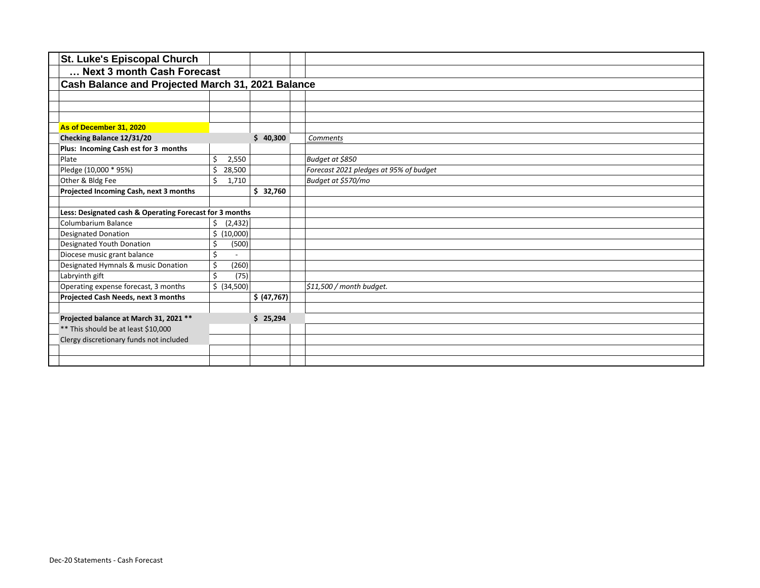| | | | |
|---|---|---|---|
| **St. Luke's Episcopal Church** | | | |
| **… Next 3 month Cash Forecast** | | | |
| **Cash Balance and Projected March 31, 2021 Balance** | | | |
| | | | |
| | | | |
| | | | |
| **As of December 31, 2020** | | | |
| **Checking Balance 12/31/20** | | **$ 40,300** | *Comments* |
| **Plus: Incoming Cash est for 3 months** | | | |
| Plate | $ 2,550 | | *Budget at $850* |
| Pledge (10,000 * 95%) | $ 28,500 | | *Forecast 2021 pledges at 95% of budget* |
| Other & Bldg Fee | $ 1,710 | | *Budget at $570/mo* |
| **Projected Incoming Cash, next 3 months** | | **$ 32,760** | |
| | | | |
| **Less: Designated cash & Operating Forecast for 3 months** | | | |
| Columbarium Balance | $ (2,432) | | |
| Designated Donation | $ (10,000) | | |
| Designated Youth Donation | $ (500) | | |
| Diocese music grant balance | $ - | | |
| Designated Hymnals & music Donation | $ (260) | | |
| Labryinth gift | $ (75) | | |
| Operating expense forecast, 3 months | $ (34,500) | | *$11,500 / month budget.* |
| **Projected Cash Needs, next 3 months** | | **$ (47,767)** | |
| | | | |
| **Projected balance at March 31, 2021 \*\*** | | **$ 25,294** | |
| ** This should be at least $10,000 | | | |
| Clergy discretionary funds not included | | | |

Dec-20 Statements - Cash Forecast